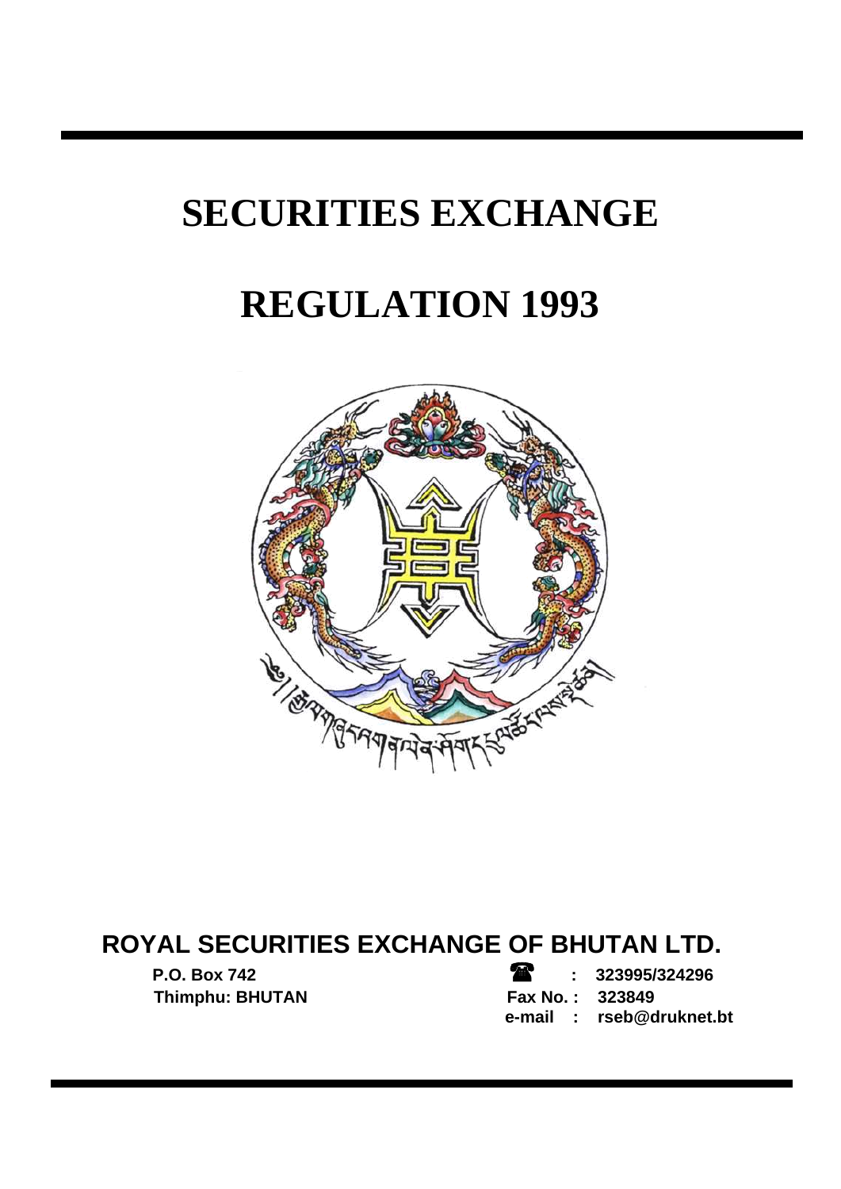# SECURITIES EXCHANGE

# REGULATION 1993

## ROYAL SECURITIES EXCHANGE OF BHUTAN LTD.

P.O. Box 742
Thimphu: BHUTAN

☎ : 323995/324296
Fax No. : 323849
e-mail : rseb@druknet.bt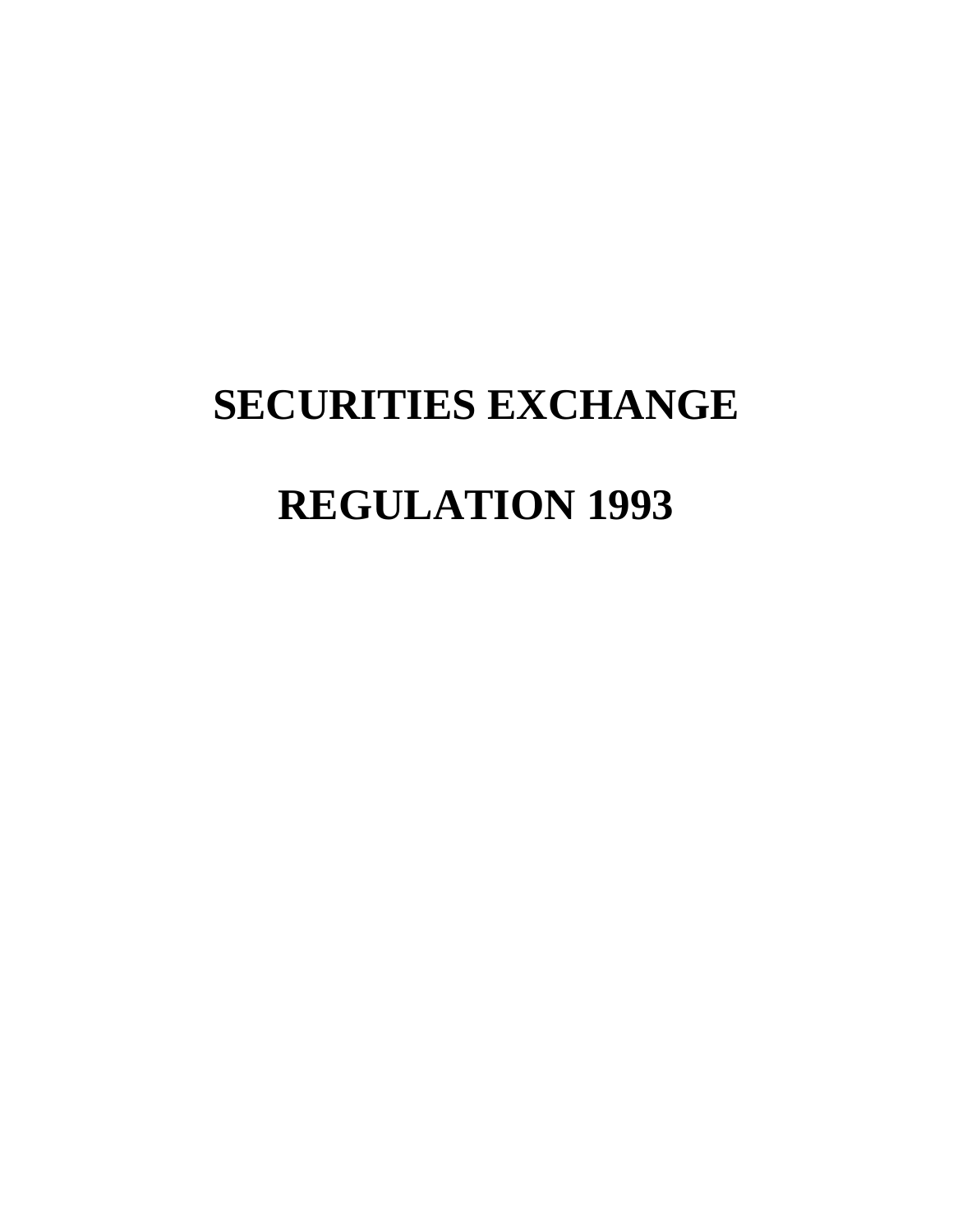# SECURITIES EXCHANGE

# REGULATION 1993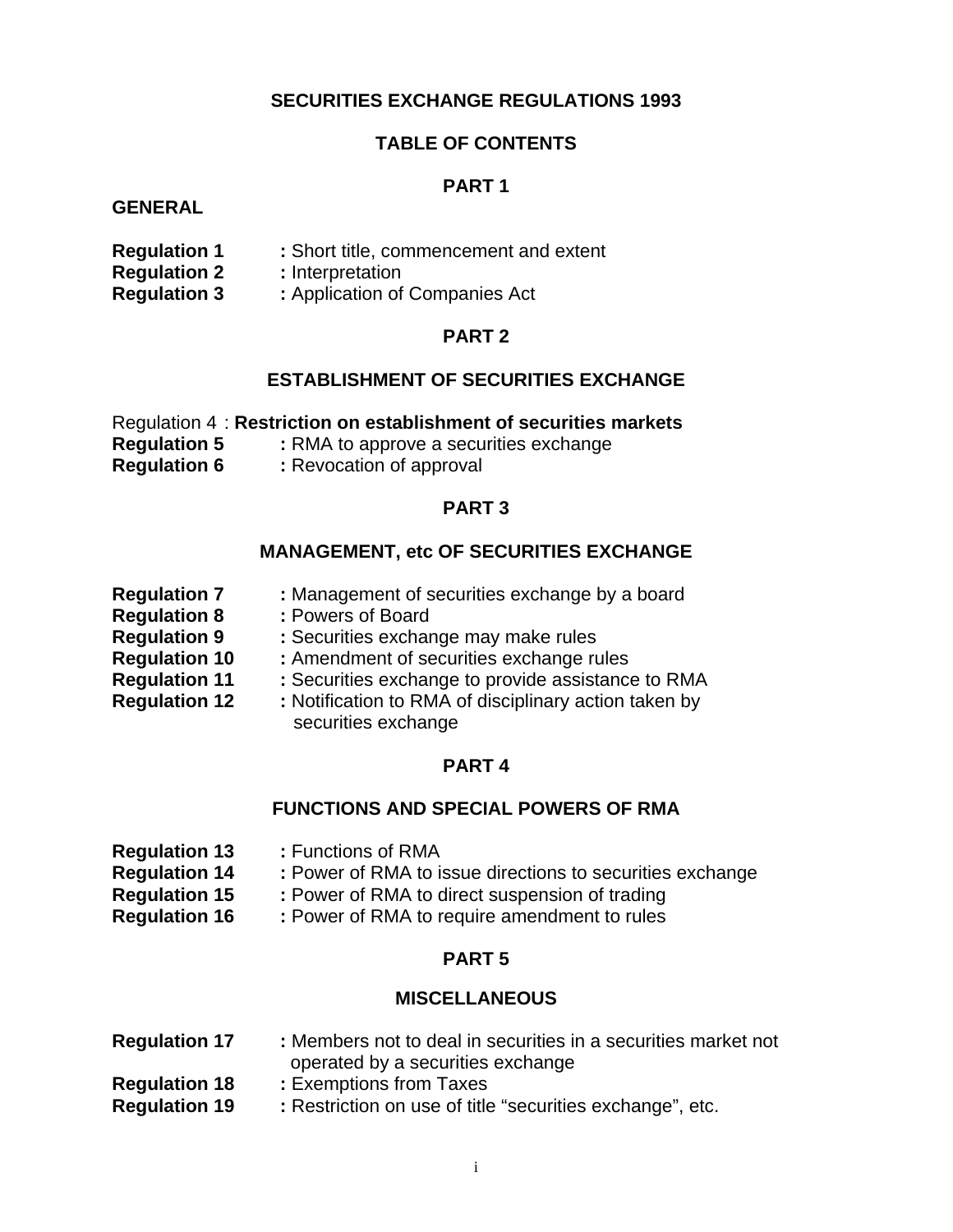# SECURITIES EXCHANGE REGULATIONS 1993

## TABLE OF CONTENTS

## PART 1

**GENERAL**

**Regulation 1** : Short title, commencement and extent
**Regulation 2** : Interpretation
**Regulation 3** : Application of Companies Act

## PART 2

## ESTABLISHMENT OF SECURITIES EXCHANGE

Regulation 4 : **Restriction on establishment of securities markets**
**Regulation 5** : RMA to approve a securities exchange
**Regulation 6** : Revocation of approval

## PART 3

## MANAGEMENT, etc OF SECURITIES EXCHANGE

**Regulation 7** : Management of securities exchange by a board
**Regulation 8** : Powers of Board
**Regulation 9** : Securities exchange may make rules
**Regulation 10** : Amendment of securities exchange rules
**Regulation 11** : Securities exchange to provide assistance to RMA
**Regulation 12** : Notification to RMA of disciplinary action taken by securities exchange

## PART 4

## FUNCTIONS AND SPECIAL POWERS OF RMA

**Regulation 13** : Functions of RMA
**Regulation 14** : Power of RMA to issue directions to securities exchange
**Regulation 15** : Power of RMA to direct suspension of trading
**Regulation 16** : Power of RMA to require amendment to rules

## PART 5

## MISCELLANEOUS

**Regulation 17** : Members not to deal in securities in a securities market not operated by a securities exchange
**Regulation 18** : Exemptions from Taxes
**Regulation 19** : Restriction on use of title "securities exchange", etc.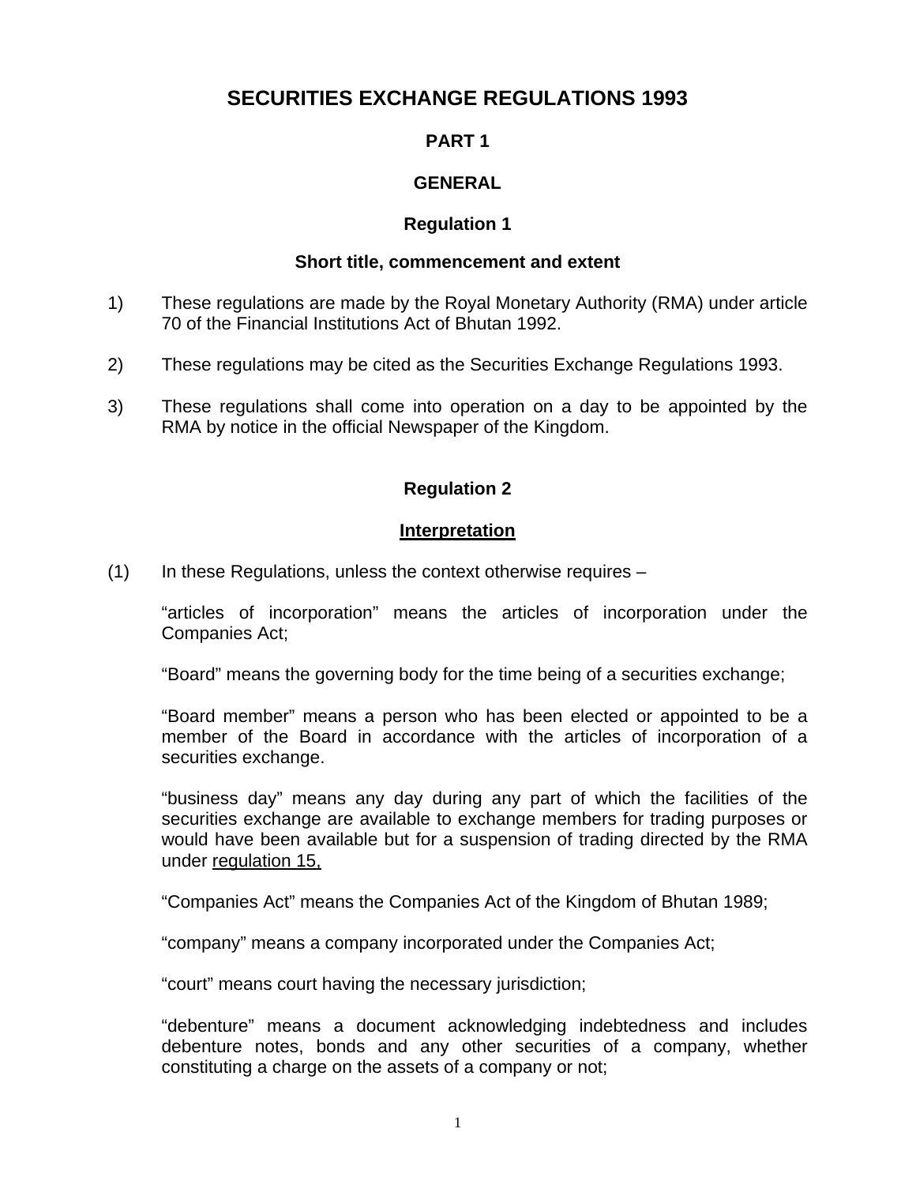# SECURITIES EXCHANGE REGULATIONS 1993

## PART 1

## GENERAL

### Regulation 1

### Short title, commencement and extent

1) These regulations are made by the Royal Monetary Authority (RMA) under article 70 of the Financial Institutions Act of Bhutan 1992.

2) These regulations may be cited as the Securities Exchange Regulations 1993.

3) These regulations shall come into operation on a day to be appointed by the RMA by notice in the official Newspaper of the Kingdom.

### Regulation 2

### Interpretation

(1) In these Regulations, unless the context otherwise requires –

"articles of incorporation" means the articles of incorporation under the Companies Act;

"Board" means the governing body for the time being of a securities exchange;

"Board member" means a person who has been elected or appointed to be a member of the Board in accordance with the articles of incorporation of a securities exchange.

"business day" means any day during any part of which the facilities of the securities exchange are available to exchange members for trading purposes or would have been available but for a suspension of trading directed by the RMA under regulation 15,

"Companies Act" means the Companies Act of the Kingdom of Bhutan 1989;

"company" means a company incorporated under the Companies Act;

"court" means court having the necessary jurisdiction;

"debenture" means a document acknowledging indebtedness and includes debenture notes, bonds and any other securities of a company, whether constituting a charge on the assets of a company or not;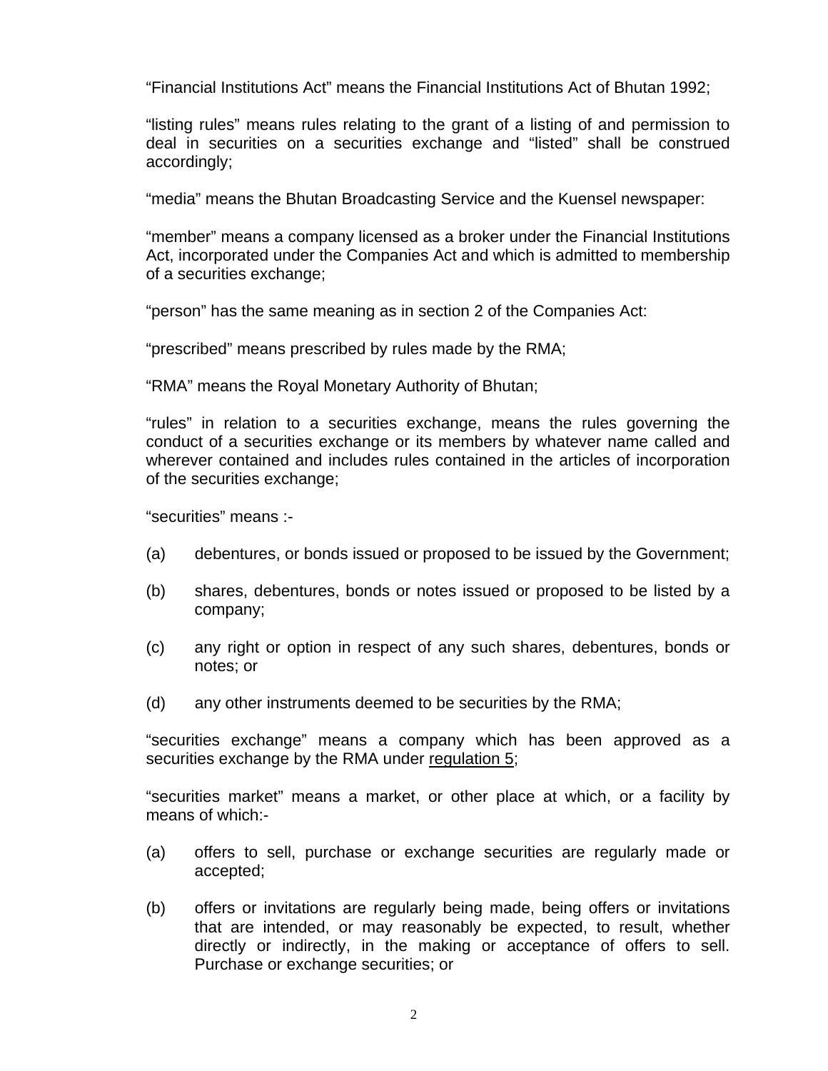"Financial Institutions Act" means the Financial Institutions Act of Bhutan 1992;

"listing rules" means rules relating to the grant of a listing of and permission to deal in securities on a securities exchange and "listed" shall be construed accordingly;

"media" means the Bhutan Broadcasting Service and the Kuensel newspaper:

"member" means a company licensed as a broker under the Financial Institutions Act, incorporated under the Companies Act and which is admitted to membership of a securities exchange;

"person" has the same meaning as in section 2 of the Companies Act:

"prescribed" means prescribed by rules made by the RMA;

"RMA" means the Royal Monetary Authority of Bhutan;

"rules" in relation to a securities exchange, means the rules governing the conduct of a securities exchange or its members by whatever name called and wherever contained and includes rules contained in the articles of incorporation of the securities exchange;

"securities" means :-

(a) debentures, or bonds issued or proposed to be issued by the Government;

(b) shares, debentures, bonds or notes issued or proposed to be listed by a company;

(c) any right or option in respect of any such shares, debentures, bonds or notes; or

(d) any other instruments deemed to be securities by the RMA;

"securities exchange" means a company which has been approved as a securities exchange by the RMA under regulation 5;

"securities market" means a market, or other place at which, or a facility by means of which:-

(a) offers to sell, purchase or exchange securities are regularly made or accepted;

(b) offers or invitations are regularly being made, being offers or invitations that are intended, or may reasonably be expected, to result, whether directly or indirectly, in the making or acceptance of offers to sell. Purchase or exchange securities; or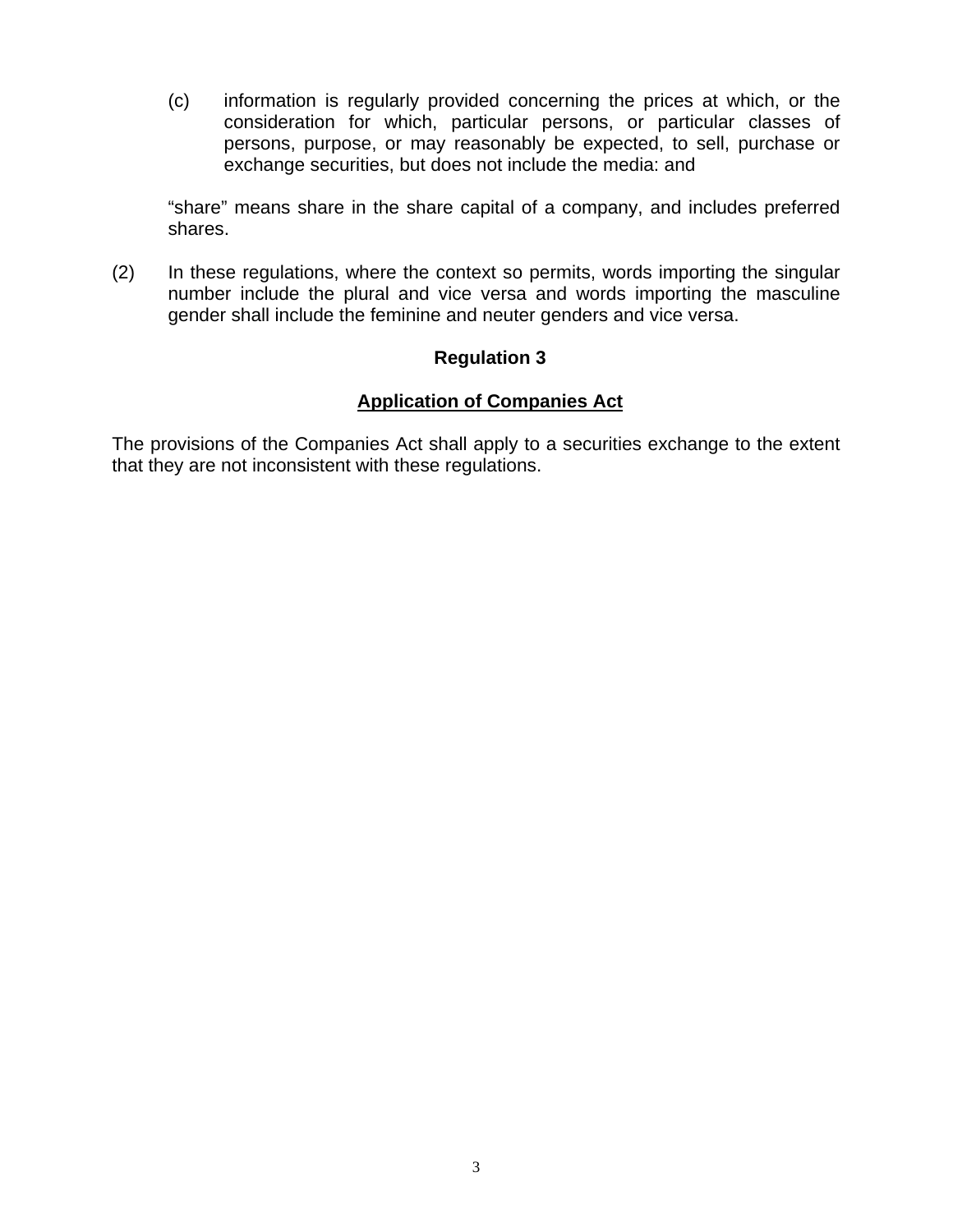(c) information is regularly provided concerning the prices at which, or the consideration for which, particular persons, or particular classes of persons, purpose, or may reasonably be expected, to sell, purchase or exchange securities, but does not include the media: and

"share" means share in the share capital of a company, and includes preferred shares.

(2) In these regulations, where the context so permits, words importing the singular number include the plural and vice versa and words importing the masculine gender shall include the feminine and neuter genders and vice versa.

## Regulation 3

### Application of Companies Act

The provisions of the Companies Act shall apply to a securities exchange to the extent that they are not inconsistent with these regulations.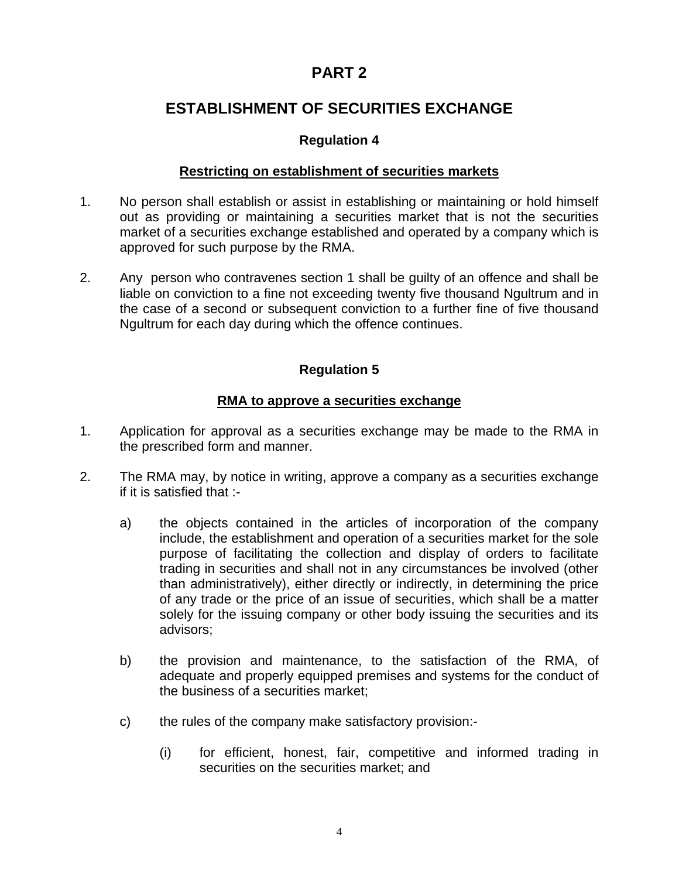# PART 2

## ESTABLISHMENT OF SECURITIES EXCHANGE

### Regulation 4

**Restricting on establishment of securities markets**

1. No person shall establish or assist in establishing or maintaining or hold himself out as providing or maintaining a securities market that is not the securities market of a securities exchange established and operated by a company which is approved for such purpose by the RMA.

2. Any person who contravenes section 1 shall be guilty of an offence and shall be liable on conviction to a fine not exceeding twenty five thousand Ngultrum and in the case of a second or subsequent conviction to a further fine of five thousand Ngultrum for each day during which the offence continues.

### Regulation 5

**RMA to approve a securities exchange**

1. Application for approval as a securities exchange may be made to the RMA in the prescribed form and manner.

2. The RMA may, by notice in writing, approve a company as a securities exchange if it is satisfied that :-

   a) the objects contained in the articles of incorporation of the company include, the establishment and operation of a securities market for the sole purpose of facilitating the collection and display of orders to facilitate trading in securities and shall not in any circumstances be involved (other than administratively), either directly or indirectly, in determining the price of any trade or the price of an issue of securities, which shall be a matter solely for the issuing company or other body issuing the securities and its advisors;

   b) the provision and maintenance, to the satisfaction of the RMA, of adequate and properly equipped premises and systems for the conduct of the business of a securities market;

   c) the rules of the company make satisfactory provision:-

      (i) for efficient, honest, fair, competitive and informed trading in securities on the securities market; and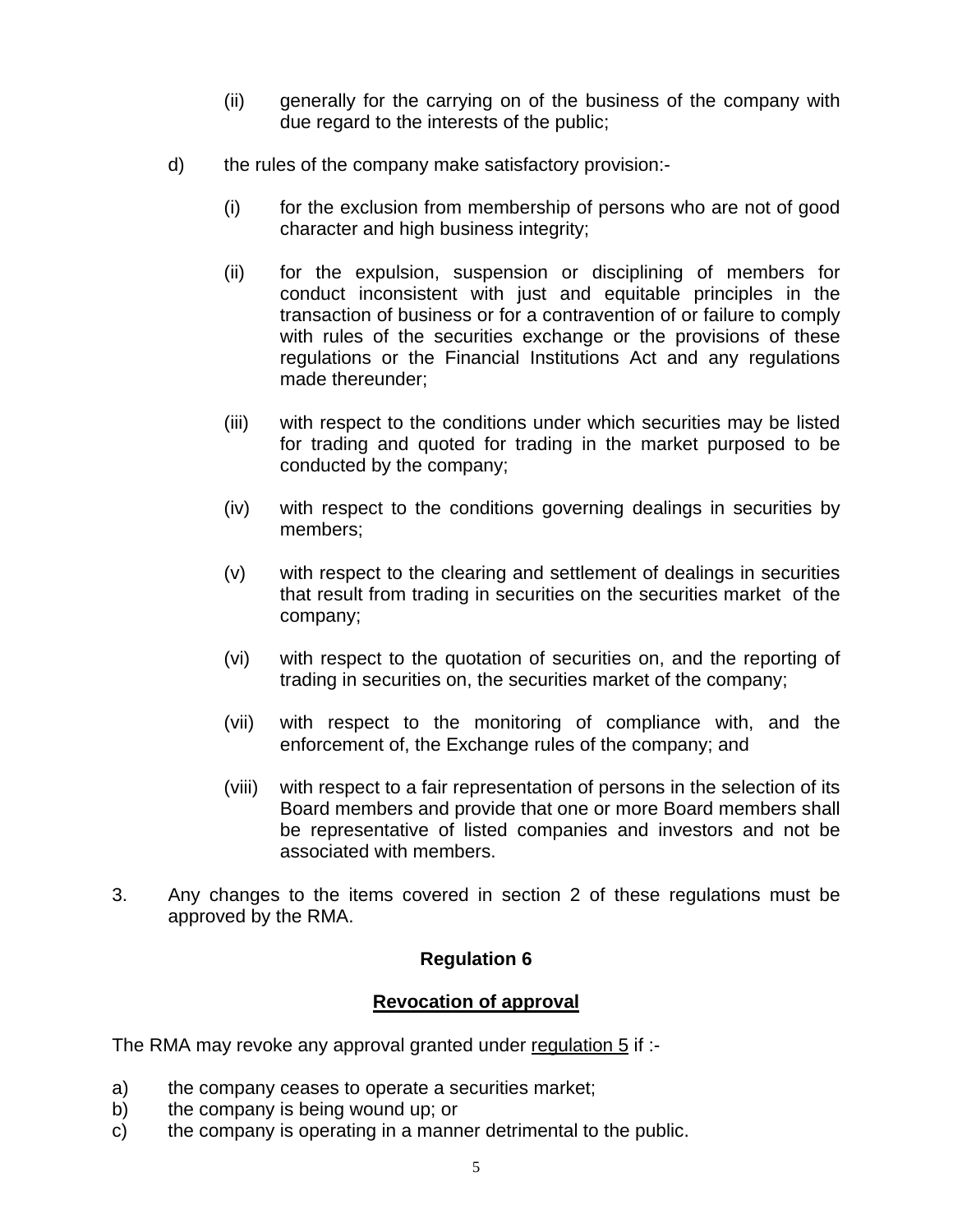(ii) generally for the carrying on of the business of the company with due regard to the interests of the public;

d) the rules of the company make satisfactory provision:-

(i) for the exclusion from membership of persons who are not of good character and high business integrity;

(ii) for the expulsion, suspension or disciplining of members for conduct inconsistent with just and equitable principles in the transaction of business or for a contravention of or failure to comply with rules of the securities exchange or the provisions of these regulations or the Financial Institutions Act and any regulations made thereunder;

(iii) with respect to the conditions under which securities may be listed for trading and quoted for trading in the market purposed to be conducted by the company;

(iv) with respect to the conditions governing dealings in securities by members;

(v) with respect to the clearing and settlement of dealings in securities that result from trading in securities on the securities market of the company;

(vi) with respect to the quotation of securities on, and the reporting of trading in securities on, the securities market of the company;

(vii) with respect to the monitoring of compliance with, and the enforcement of, the Exchange rules of the company; and

(viii) with respect to a fair representation of persons in the selection of its Board members and provide that one or more Board members shall be representative of listed companies and investors and not be associated with members.

3. Any changes to the items covered in section 2 of these regulations must be approved by the RMA.

## Regulation 6

### Revocation of approval

The RMA may revoke any approval granted under regulation 5 if :-

a) the company ceases to operate a securities market;
b) the company is being wound up; or
c) the company is operating in a manner detrimental to the public.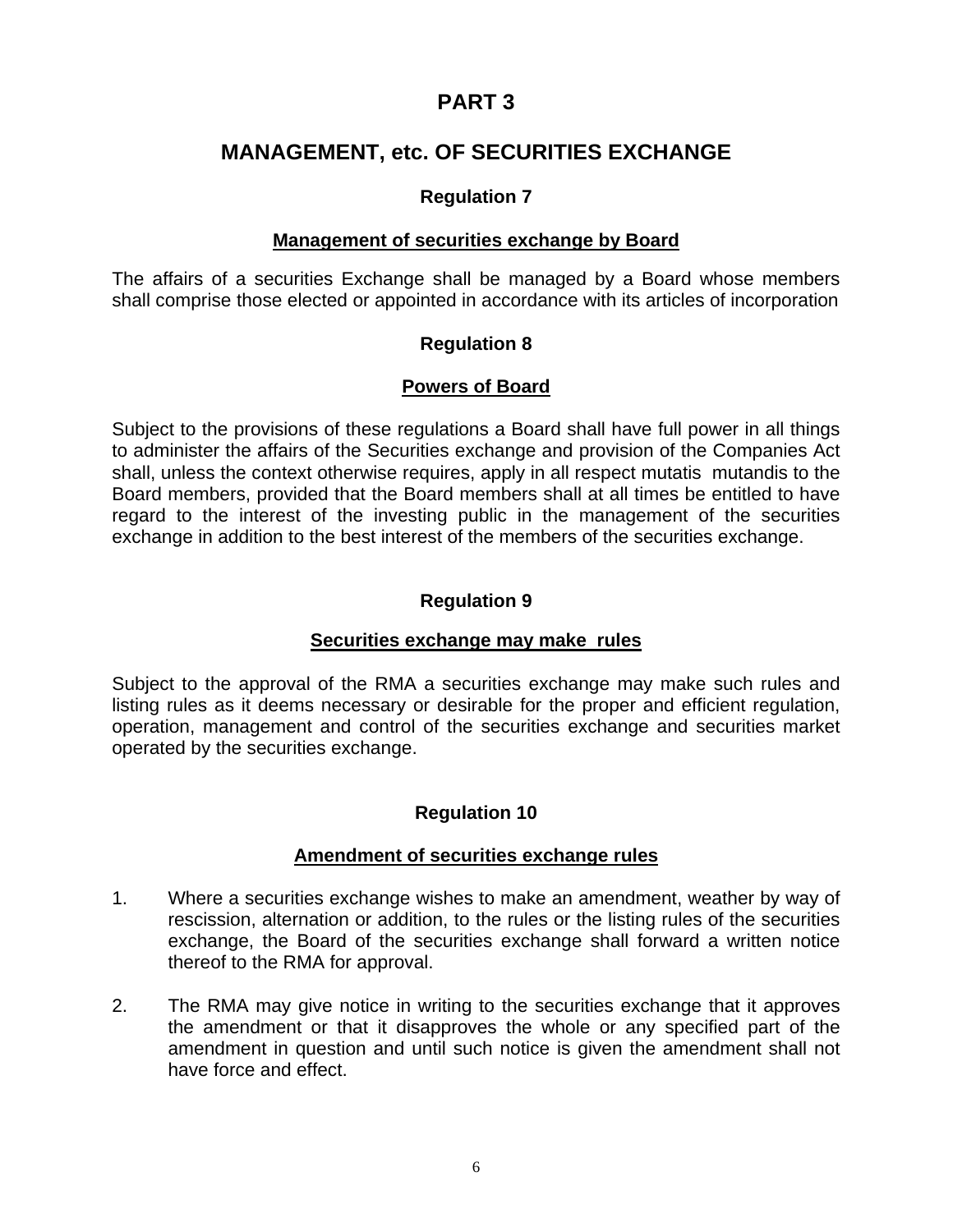# PART 3

# MANAGEMENT, etc. OF SECURITIES EXCHANGE

### Regulation 7

**Management of securities exchange by Board**

The affairs of a securities Exchange shall be managed by a Board whose members shall comprise those elected or appointed in accordance with its articles of incorporation

### Regulation 8

**Powers of Board**

Subject to the provisions of these regulations a Board shall have full power in all things to administer the affairs of the Securities exchange and provision of the Companies Act shall, unless the context otherwise requires, apply in all respect mutatis mutandis to the Board members, provided that the Board members shall at all times be entitled to have regard to the interest of the investing public in the management of the securities exchange in addition to the best interest of the members of the securities exchange.

### Regulation 9

**Securities exchange may make rules**

Subject to the approval of the RMA a securities exchange may make such rules and listing rules as it deems necessary or desirable for the proper and efficient regulation, operation, management and control of the securities exchange and securities market operated by the securities exchange.

### Regulation 10

**Amendment of securities exchange rules**

1. Where a securities exchange wishes to make an amendment, weather by way of rescission, alternation or addition, to the rules or the listing rules of the securities exchange, the Board of the securities exchange shall forward a written notice thereof to the RMA for approval.

2. The RMA may give notice in writing to the securities exchange that it approves the amendment or that it disapproves the whole or any specified part of the amendment in question and until such notice is given the amendment shall not have force and effect.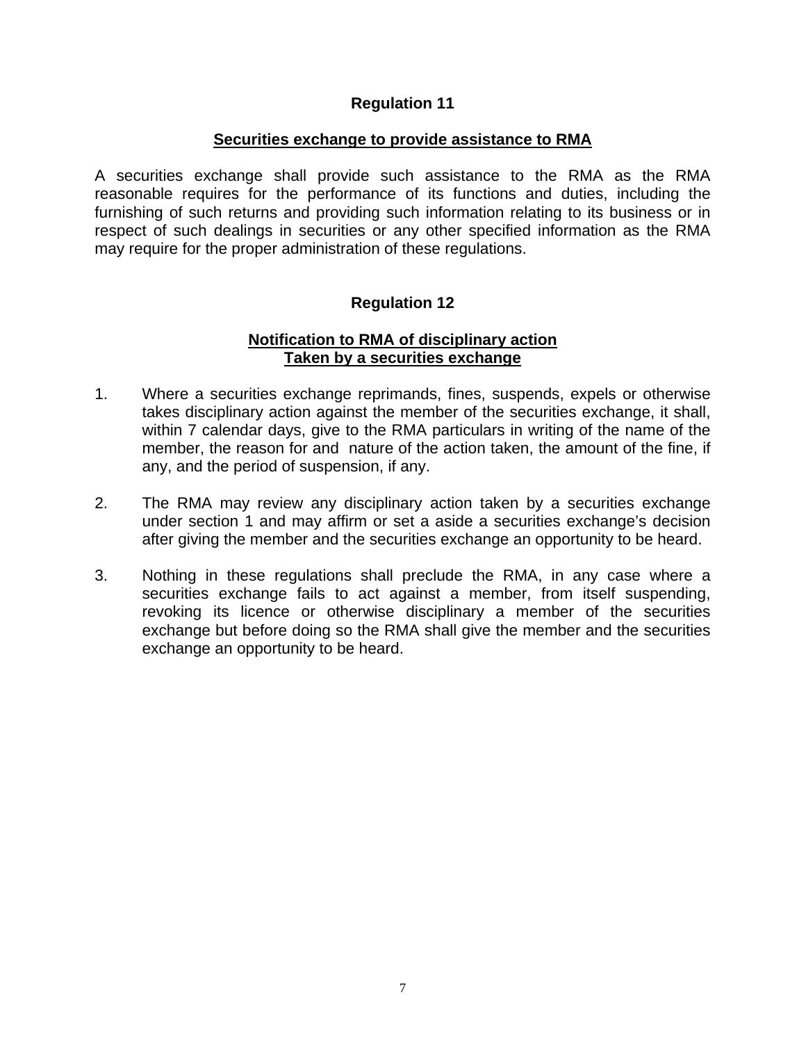## Regulation 11

**Securities exchange to provide assistance to RMA**

A securities exchange shall provide such assistance to the RMA as the RMA reasonable requires for the performance of its functions and duties, including the furnishing of such returns and providing such information relating to its business or in respect of such dealings in securities or any other specified information as the RMA may require for the proper administration of these regulations.

## Regulation 12

**Notification to RMA of disciplinary action Taken by a securities exchange**

1. Where a securities exchange reprimands, fines, suspends, expels or otherwise takes disciplinary action against the member of the securities exchange, it shall, within 7 calendar days, give to the RMA particulars in writing of the name of the member, the reason for and nature of the action taken, the amount of the fine, if any, and the period of suspension, if any.

2. The RMA may review any disciplinary action taken by a securities exchange under section 1 and may affirm or set a aside a securities exchange's decision after giving the member and the securities exchange an opportunity to be heard.

3. Nothing in these regulations shall preclude the RMA, in any case where a securities exchange fails to act against a member, from itself suspending, revoking its licence or otherwise disciplinary a member of the securities exchange but before doing so the RMA shall give the member and the securities exchange an opportunity to be heard.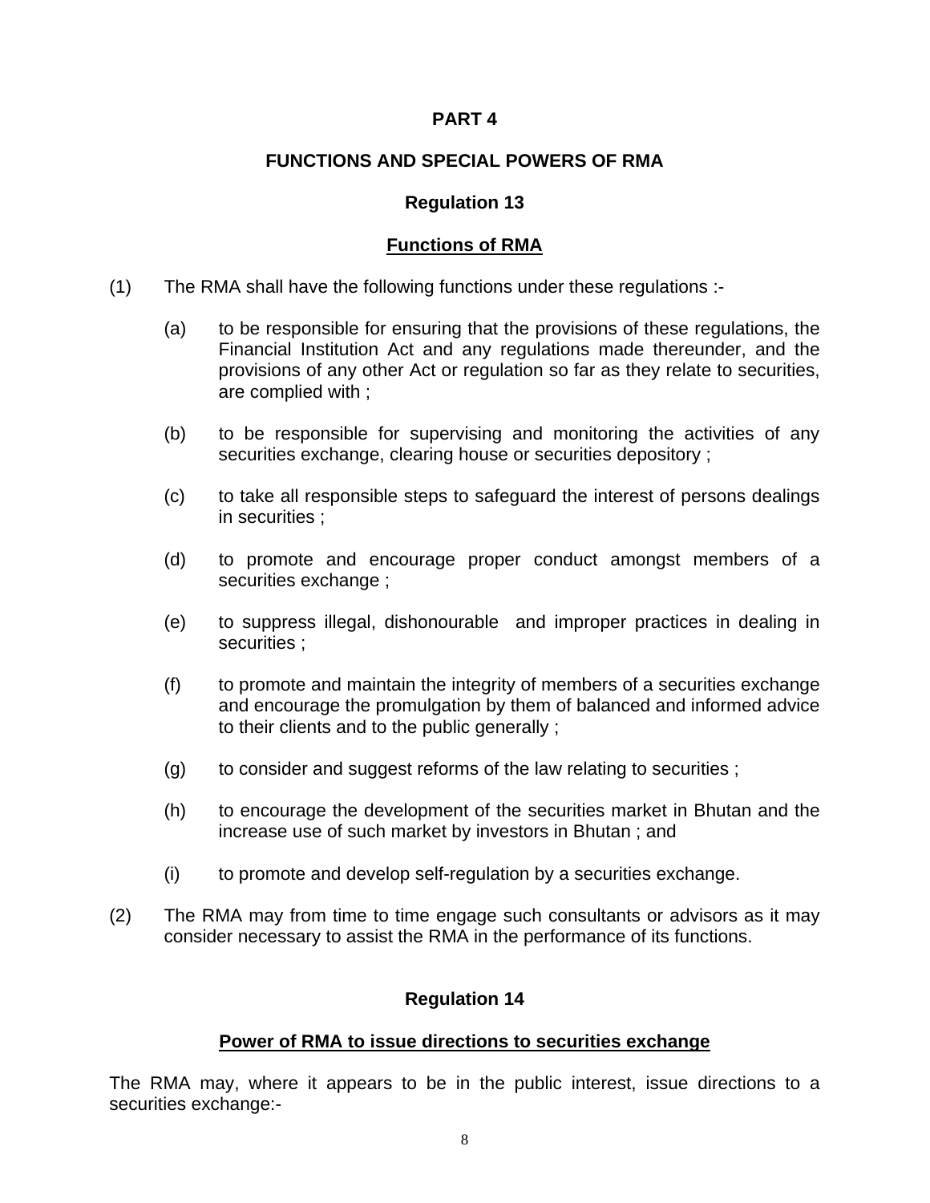## PART 4

## FUNCTIONS AND SPECIAL POWERS OF RMA

### Regulation 13

### Functions of RMA

(1) The RMA shall have the following functions under these regulations :-

(a) to be responsible for ensuring that the provisions of these regulations, the Financial Institution Act and any regulations made thereunder, and the provisions of any other Act or regulation so far as they relate to securities, are complied with ;

(b) to be responsible for supervising and monitoring the activities of any securities exchange, clearing house or securities depository ;

(c) to take all responsible steps to safeguard the interest of persons dealings in securities ;

(d) to promote and encourage proper conduct amongst members of a securities exchange ;

(e) to suppress illegal, dishonourable and improper practices in dealing in securities ;

(f) to promote and maintain the integrity of members of a securities exchange and encourage the promulgation by them of balanced and informed advice to their clients and to the public generally ;

(g) to consider and suggest reforms of the law relating to securities ;

(h) to encourage the development of the securities market in Bhutan and the increase use of such market by investors in Bhutan ; and

(i) to promote and develop self-regulation by a securities exchange.

(2) The RMA may from time to time engage such consultants or advisors as it may consider necessary to assist the RMA in the performance of its functions.

### Regulation 14

### Power of RMA to issue directions to securities exchange

The RMA may, where it appears to be in the public interest, issue directions to a securities exchange:-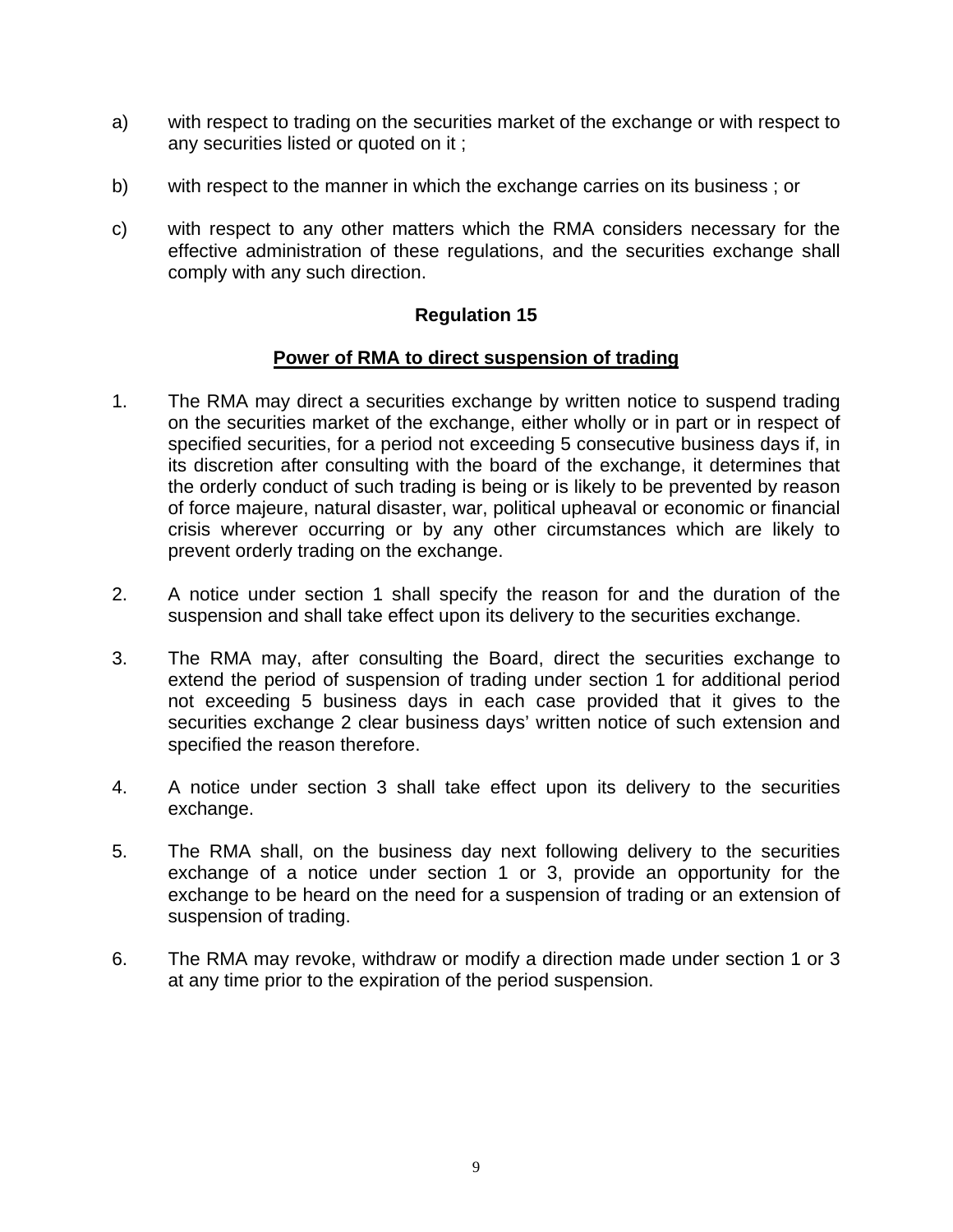a) with respect to trading on the securities market of the exchange or with respect to any securities listed or quoted on it ;

b) with respect to the manner in which the exchange carries on its business ; or

c) with respect to any other matters which the RMA considers necessary for the effective administration of these regulations, and the securities exchange shall comply with any such direction.

**Regulation 15**

**Power of RMA to direct suspension of trading**

1. The RMA may direct a securities exchange by written notice to suspend trading on the securities market of the exchange, either wholly or in part or in respect of specified securities, for a period not exceeding 5 consecutive business days if, in its discretion after consulting with the board of the exchange, it determines that the orderly conduct of such trading is being or is likely to be prevented by reason of force majeure, natural disaster, war, political upheaval or economic or financial crisis wherever occurring or by any other circumstances which are likely to prevent orderly trading on the exchange.

2. A notice under section 1 shall specify the reason for and the duration of the suspension and shall take effect upon its delivery to the securities exchange.

3. The RMA may, after consulting the Board, direct the securities exchange to extend the period of suspension of trading under section 1 for additional period not exceeding 5 business days in each case provided that it gives to the securities exchange 2 clear business days' written notice of such extension and specified the reason therefore.

4. A notice under section 3 shall take effect upon its delivery to the securities exchange.

5. The RMA shall, on the business day next following delivery to the securities exchange of a notice under section 1 or 3, provide an opportunity for the exchange to be heard on the need for a suspension of trading or an extension of suspension of trading.

6. The RMA may revoke, withdraw or modify a direction made under section 1 or 3 at any time prior to the expiration of the period suspension.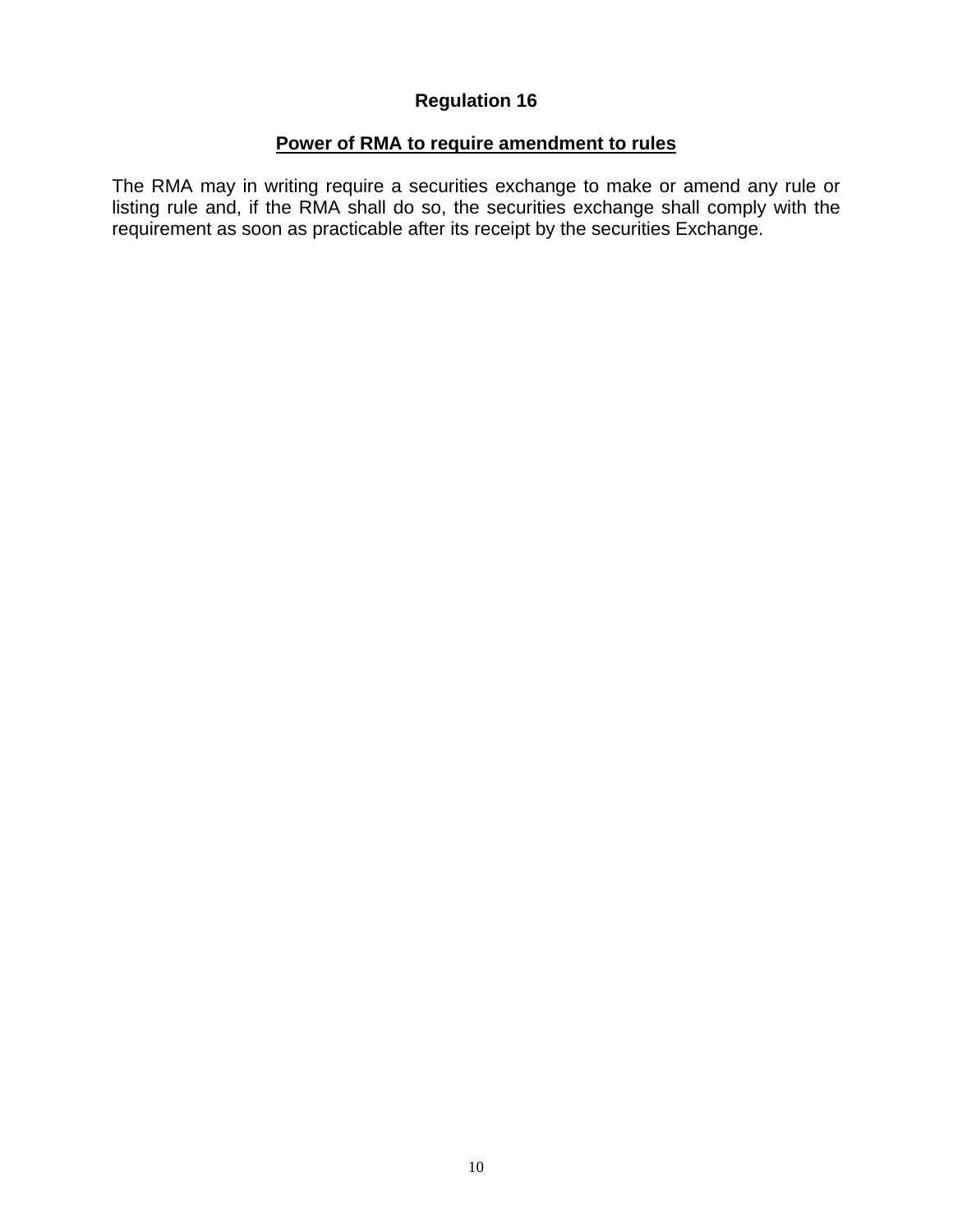## Regulation 16

### Power of RMA to require amendment to rules

The RMA may in writing require a securities exchange to make or amend any rule or listing rule and, if the RMA shall do so, the securities exchange shall comply with the requirement as soon as practicable after its receipt by the securities Exchange.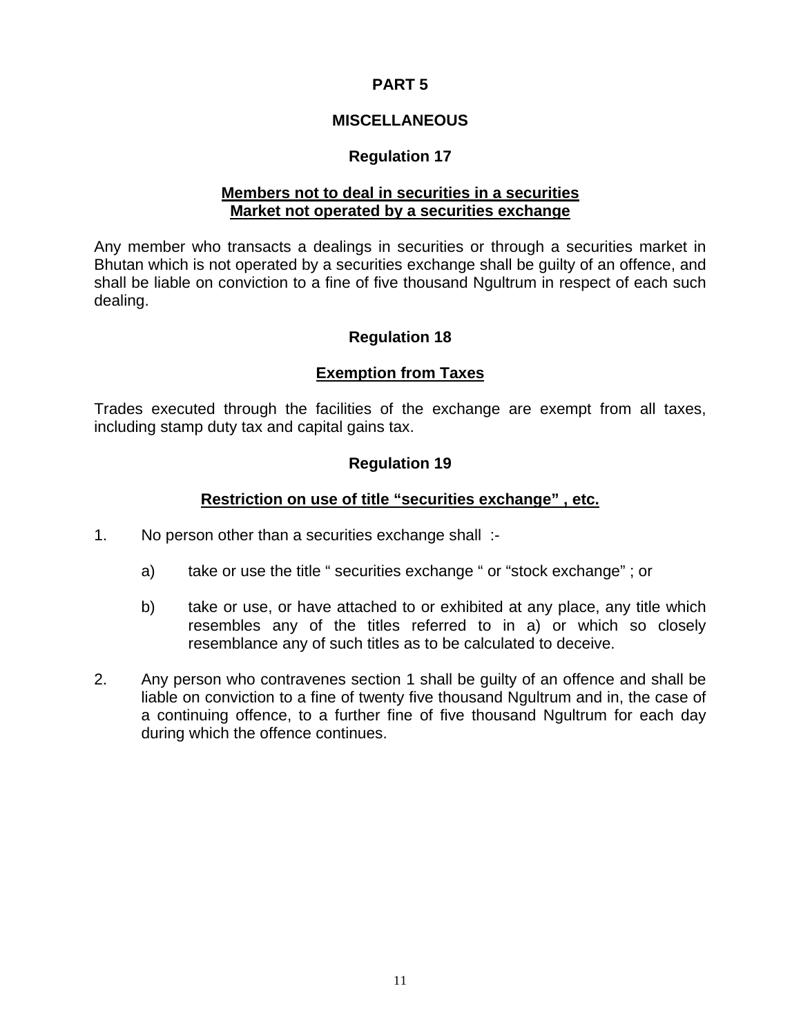# PART 5

# MISCELLANEOUS

## Regulation 17

### Members not to deal in securities in a securities Market not operated by a securities exchange

Any member who transacts a dealings in securities or through a securities market in Bhutan which is not operated by a securities exchange shall be guilty of an offence, and shall be liable on conviction to a fine of five thousand Ngultrum in respect of each such dealing.

## Regulation 18

### Exemption from Taxes

Trades executed through the facilities of the exchange are exempt from all taxes, including stamp duty tax and capital gains tax.

## Regulation 19

### Restriction on use of title "securities exchange" , etc.

1. No person other than a securities exchange shall :-

   a) take or use the title " securities exchange " or "stock exchange" ; or

   b) take or use, or have attached to or exhibited at any place, any title which resembles any of the titles referred to in a) or which so closely resemblance any of such titles as to be calculated to deceive.

2. Any person who contravenes section 1 shall be guilty of an offence and shall be liable on conviction to a fine of twenty five thousand Ngultrum and in, the case of a continuing offence, to a further fine of five thousand Ngultrum for each day during which the offence continues.